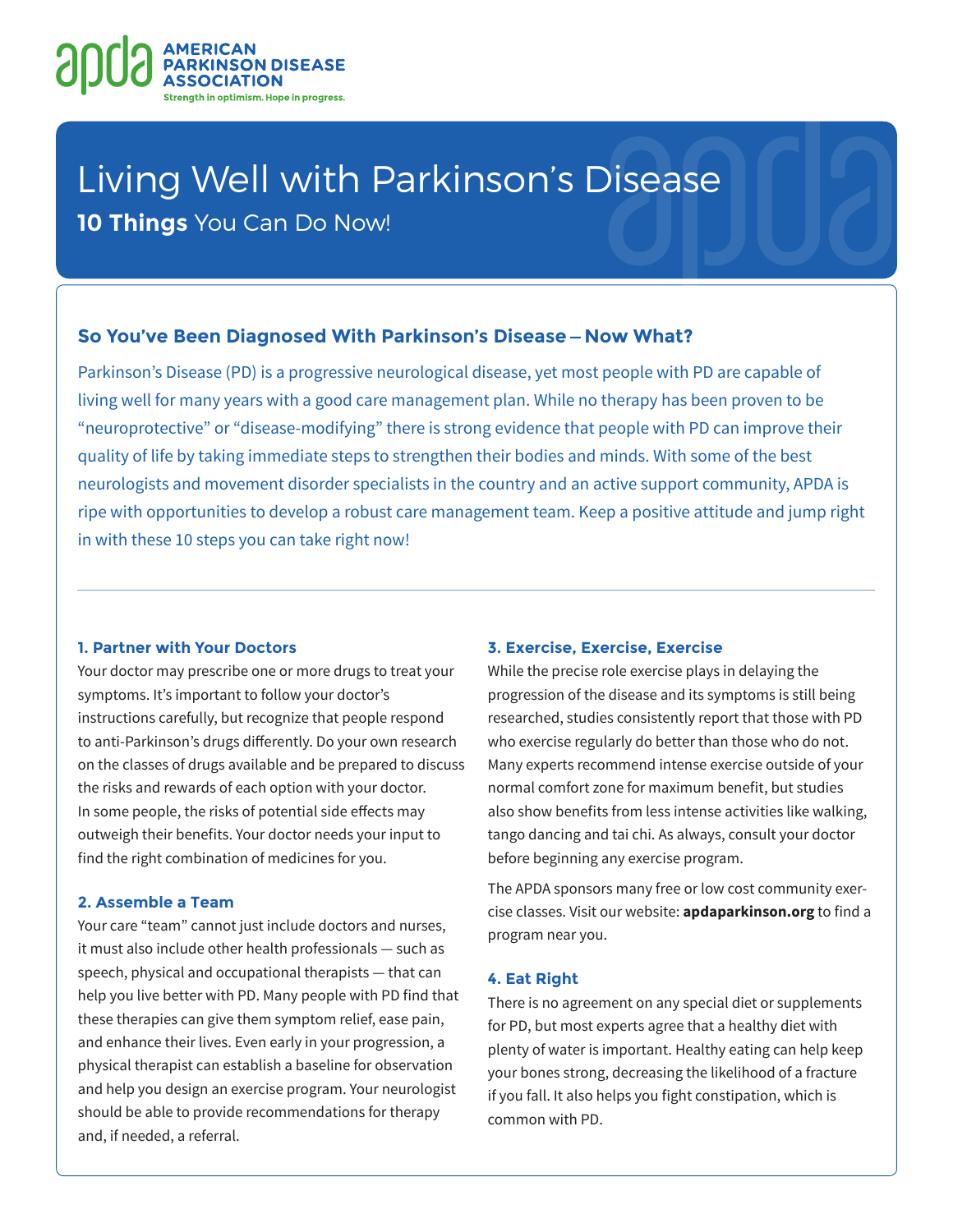AMERICAN PARKINSON DISEASE ASSOCIATION

Strength in optimism. Hope in progress.

# Living Well with Parkinson's Disease

**10 Things** You Can Do Now!

## So You've Been Diagnosed With Parkinson's Disease – Now What?

Parkinson's Disease (PD) is a progressive neurological disease, yet most people with PD are capable of living well for many years with a good care management plan. While no therapy has been proven to be "neuroprotective" or "disease-modifying" there is strong evidence that people with PD can improve their quality of life by taking immediate steps to strengthen their bodies and minds. With some of the best neurologists and movement disorder specialists in the country and an active support community, APDA is ripe with opportunities to develop a robust care management team. Keep a positive attitude and jump right in with these 10 steps you can take right now!

### 1. Partner with Your Doctors

Your doctor may prescribe one or more drugs to treat your symptoms. It's important to follow your doctor's instructions carefully, but recognize that people respond to anti-Parkinson's drugs differently. Do your own research on the classes of drugs available and be prepared to discuss the risks and rewards of each option with your doctor. In some people, the risks of potential side effects may outweigh their benefits. Your doctor needs your input to find the right combination of medicines for you.

### 2. Assemble a Team

Your care "team" cannot just include doctors and nurses, it must also include other health professionals — such as speech, physical and occupational therapists — that can help you live better with PD. Many people with PD find that these therapies can give them symptom relief, ease pain, and enhance their lives. Even early in your progression, a physical therapist can establish a baseline for observation and help you design an exercise program. Your neurologist should be able to provide recommendations for therapy and, if needed, a referral.

### 3. Exercise, Exercise, Exercise

While the precise role exercise plays in delaying the progression of the disease and its symptoms is still being researched, studies consistently report that those with PD who exercise regularly do better than those who do not. Many experts recommend intense exercise outside of your normal comfort zone for maximum benefit, but studies also show benefits from less intense activities like walking, tango dancing and tai chi. As always, consult your doctor before beginning any exercise program.

The APDA sponsors many free or low cost community exercise classes. Visit our website: **apdaparkinson.org** to find a program near you.

### 4. Eat Right

There is no agreement on any special diet or supplements for PD, but most experts agree that a healthy diet with plenty of water is important. Healthy eating can help keep your bones strong, decreasing the likelihood of a fracture if you fall. It also helps you fight constipation, which is common with PD.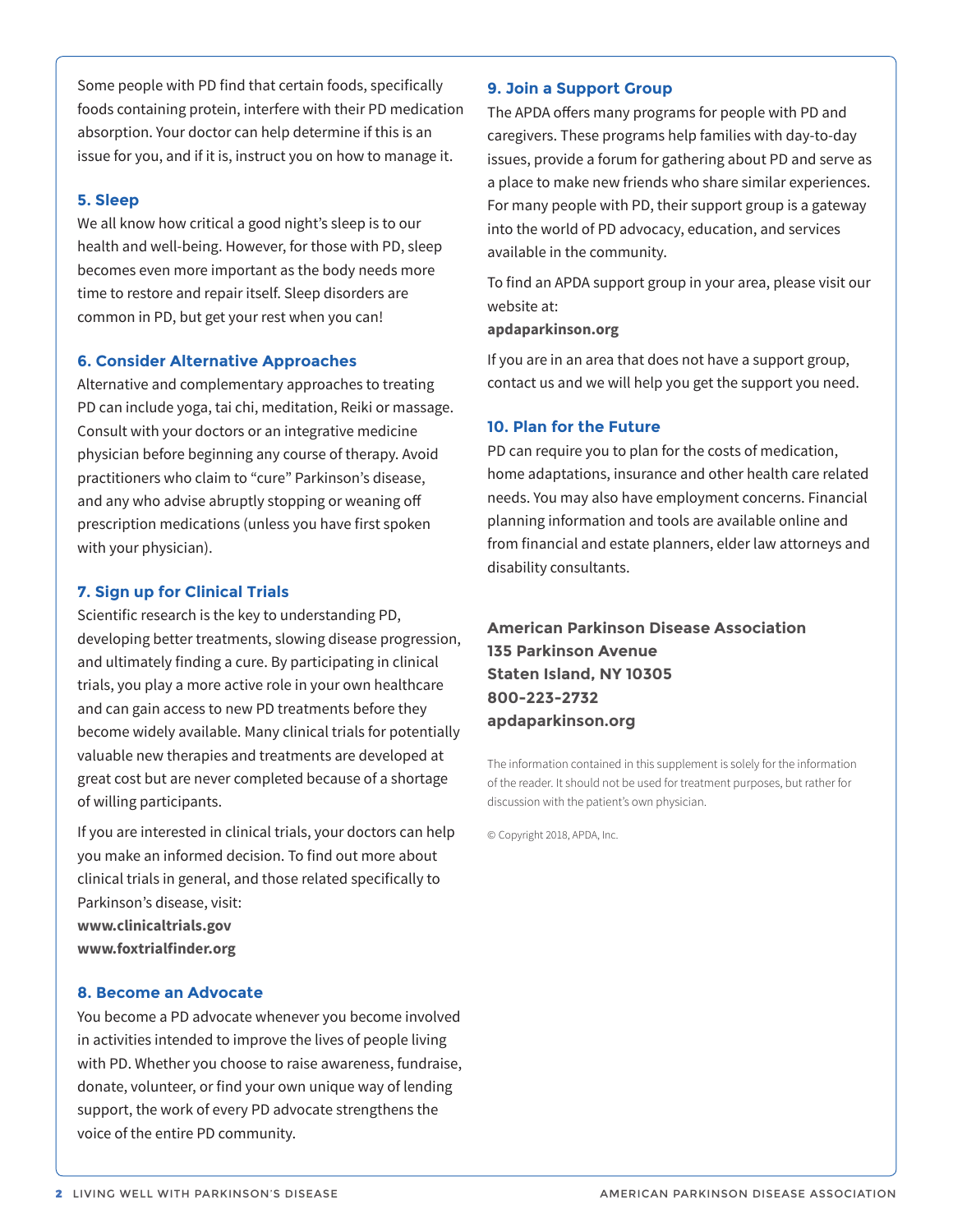Some people with PD find that certain foods, specifically foods containing protein, interfere with their PD medication absorption. Your doctor can help determine if this is an issue for you, and if it is, instruct you on how to manage it.

### 5. Sleep

We all know how critical a good night's sleep is to our health and well-being. However, for those with PD, sleep becomes even more important as the body needs more time to restore and repair itself. Sleep disorders are common in PD, but get your rest when you can!

### 6. Consider Alternative Approaches

Alternative and complementary approaches to treating PD can include yoga, tai chi, meditation, Reiki or massage. Consult with your doctors or an integrative medicine physician before beginning any course of therapy. Avoid practitioners who claim to "cure" Parkinson's disease, and any who advise abruptly stopping or weaning off prescription medications (unless you have first spoken with your physician).

### 7. Sign up for Clinical Trials

Scientific research is the key to understanding PD, developing better treatments, slowing disease progression, and ultimately finding a cure. By participating in clinical trials, you play a more active role in your own healthcare and can gain access to new PD treatments before they become widely available. Many clinical trials for potentially valuable new therapies and treatments are developed at great cost but are never completed because of a shortage of willing participants.

If you are interested in clinical trials, your doctors can help you make an informed decision. To find out more about clinical trials in general, and those related specifically to Parkinson's disease, visit:
**www.clinicaltrials.gov**
**www.foxtrialfinder.org**

### 8. Become an Advocate

You become a PD advocate whenever you become involved in activities intended to improve the lives of people living with PD. Whether you choose to raise awareness, fundraise, donate, volunteer, or find your own unique way of lending support, the work of every PD advocate strengthens the voice of the entire PD community.

### 9. Join a Support Group

The APDA offers many programs for people with PD and caregivers. These programs help families with day-to-day issues, provide a forum for gathering about PD and serve as a place to make new friends who share similar experiences. For many people with PD, their support group is a gateway into the world of PD advocacy, education, and services available in the community.

To find an APDA support group in your area, please visit our website at:
**apdaparkinson.org**

If you are in an area that does not have a support group, contact us and we will help you get the support you need.

### 10. Plan for the Future

PD can require you to plan for the costs of medication, home adaptations, insurance and other health care related needs. You may also have employment concerns. Financial planning information and tools are available online and from financial and estate planners, elder law attorneys and disability consultants.

**American Parkinson Disease Association**
**135 Parkinson Avenue**
**Staten Island, NY 10305**
**800-223-2732**
**apdaparkinson.org**

The information contained in this supplement is solely for the information of the reader. It should not be used for treatment purposes, but rather for discussion with the patient's own physician.

© Copyright 2018, APDA, Inc.